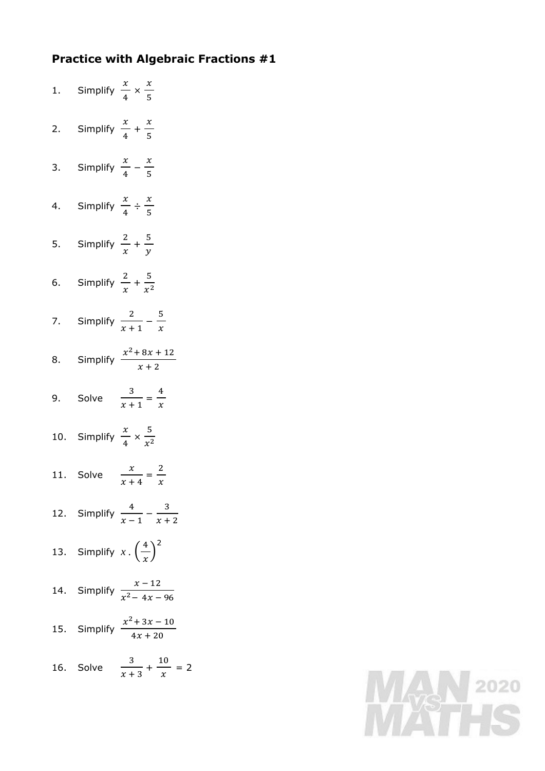# Practice with Algebraic Fractions #1

1. Simplify $\frac{x}{4} \times \frac{x}{5}$

2. Simplify $\frac{x}{4} + \frac{x}{5}$

3. Simplify $\frac{x}{4} - \frac{x}{5}$

4. Simplify $\frac{x}{4} \div \frac{x}{5}$

5. Simplify $\frac{2}{x} + \frac{5}{y}$

6. Simplify $\frac{2}{x} + \frac{5}{x^2}$

7. Simplify $\frac{2}{x+1} - \frac{5}{x}$

8. Simplify $\frac{x^2 + 8x + 12}{x + 2}$

9. Solve $\frac{3}{x+1} = \frac{4}{x}$

10. Simplify $\frac{x}{4} \times \frac{5}{x^2}$

11. Solve $\frac{x}{x+4} = \frac{2}{x}$

12. Simplify $\frac{4}{x-1} - \frac{3}{x+2}$

13. Simplify $x \, . \left(\frac{4}{x}\right)^2$

14. Simplify $\frac{x - 12}{x^2 - 4x - 96}$

15. Simplify $\frac{x^2 + 3x - 10}{4x + 20}$

16. Solve $\frac{3}{x+3} + \frac{10}{x} = 2$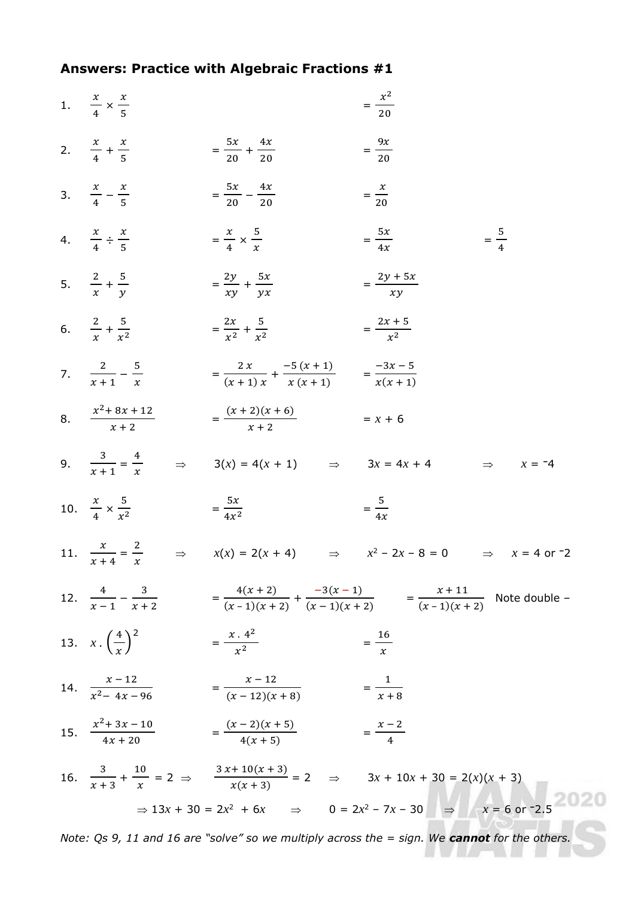**Answers: Practice with Algebraic Fractions #1**

1. $\frac{x}{4} \times \frac{x}{5}$ $= \frac{x^2}{20}$

2. $\frac{x}{4} + \frac{x}{5}$ $= \frac{5x}{20} + \frac{4x}{20}$ $= \frac{9x}{20}$

3. $\frac{x}{4} - \frac{x}{5}$ $= \frac{5x}{20} - \frac{4x}{20}$ $= \frac{x}{20}$

4. $\frac{x}{4} \div \frac{x}{5}$ $= \frac{x}{4} \times \frac{5}{x}$ $= \frac{5x}{4x}$ $= \frac{5}{4}$

5. $\frac{2}{x} + \frac{5}{y}$ $= \frac{2y}{xy} + \frac{5x}{yx}$ $= \frac{2y + 5x}{xy}$

6. $\frac{2}{x} + \frac{5}{x^2}$ $= \frac{2x}{x^2} + \frac{5}{x^2}$ $= \frac{2x + 5}{x^2}$

7. $\frac{2}{x+1} - \frac{5}{x}$ $= \frac{2\,x}{(x+1)\,x} + \frac{-5\,(x+1)}{x\,(x+1)}$ $= \frac{-3x - 5}{x(x+1)}$

8. $\frac{x^2 + 8x + 12}{x+2}$ $= \frac{(x+2)(x+6)}{x+2}$ $= x + 6$

9. $\frac{3}{x+1} = \frac{4}{x}$ $\Rightarrow$ $3(x) = 4(x+1)$ $\Rightarrow$ $3x = 4x + 4$ $\Rightarrow$ $x = {}^{-}4$

10. $\frac{x}{4} \times \frac{5}{x^2}$ $= \frac{5x}{4x^2}$ $= \frac{5}{4x}$

11. $\frac{x}{x+4} = \frac{2}{x}$ $\Rightarrow$ $x(x) = 2(x+4)$ $\Rightarrow$ $x^2 - 2x - 8 = 0$ $\Rightarrow$ $x = 4$ or ${}^{-}2$

12. $\frac{4}{x-1} - \frac{3}{x+2}$ $= \frac{4(x+2)}{(x-1)(x+2)} + \frac{-3(x-1)}{(x-1)(x+2)}$ $= \frac{x+11}{(x-1)(x+2)}$ Note double –

13. $x \, . \left(\frac{4}{x}\right)^2$ $= \frac{x \, . \, 4^2}{x^2}$ $= \frac{16}{x}$

14. $\frac{x - 12}{x^2 - 4x - 96}$ $= \frac{x - 12}{(x-12)(x+8)}$ $= \frac{1}{x+8}$

15. $\frac{x^2 + 3x - 10}{4x + 20}$ $= \frac{(x-2)(x+5)}{4(x+5)}$ $= \frac{x-2}{4}$

16. $\frac{3}{x+3} + \frac{10}{x} = 2$ $\Rightarrow$ $\frac{3\,x + 10(x+3)}{x(x+3)} = 2$ $\Rightarrow$ $3x + 10x + 30 = 2(x)(x+3)$

$\Rightarrow 13x + 30 = 2x^2 + 6x$ $\Rightarrow$ $0 = 2x^2 - 7x - 30$ $\Rightarrow$ $x = 6$ or ${}^{-}2.5$

*Note: Qs 9, 11 and 16 are "solve" so we multiply across the = sign. We **cannot** for the others.*